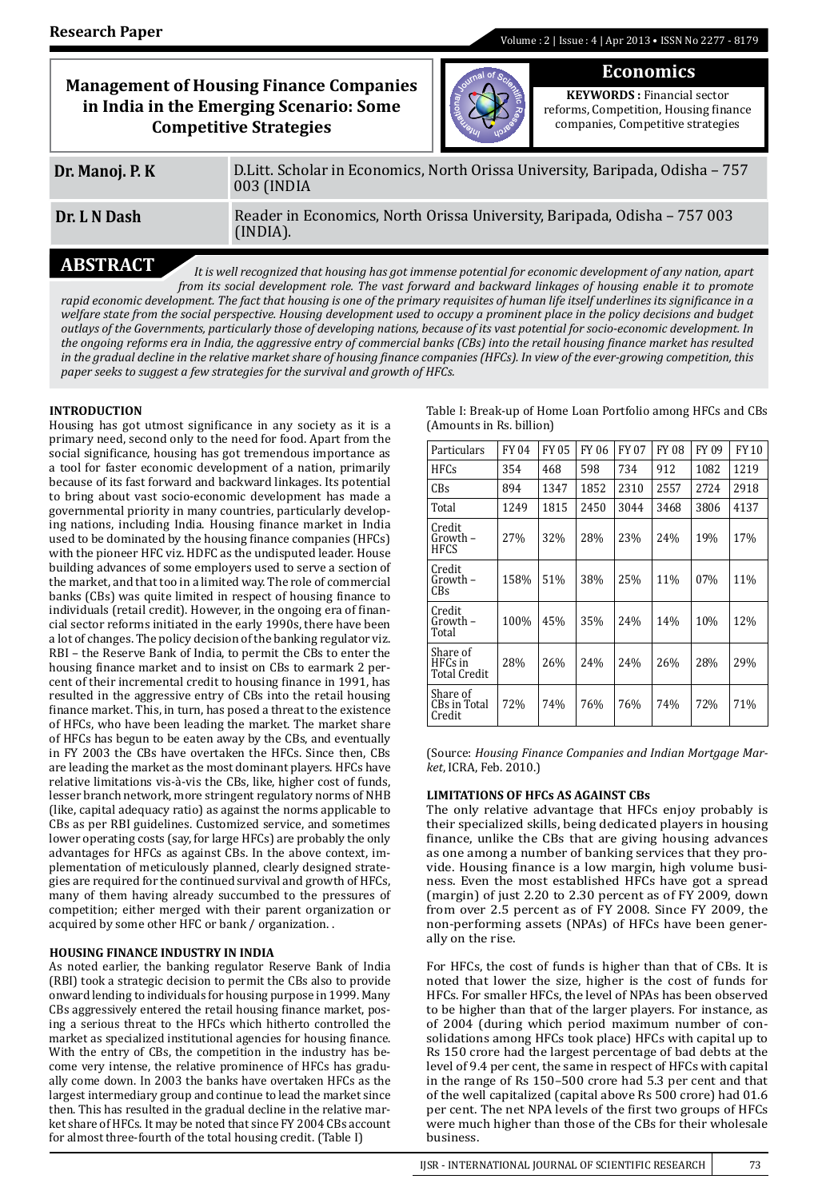Research Paper

# Management of Housing Finance Companies in India in the Emerging Scenario: Some Competitive Strategies

**Economics**

**KEYWORDS :** Financial sector reforms, Competition, Housing finance companies, Competitive strategies

| | |
|---|---|
| **Dr. Manoj. P. K** | D.Litt. Scholar in Economics, North Orissa University, Baripada, Odisha – 757 003 (INDIA |
| **Dr. L N Dash** | Reader in Economics, North Orissa University, Baripada, Odisha – 757 003 (INDIA). |

## ABSTRACT

*It is well recognized that housing has got immense potential for economic development of any nation, apart from its social development role. The vast forward and backward linkages of housing enable it to promote rapid economic development. The fact that housing is one of the primary requisites of human life itself underlines its significance in a welfare state from the social perspective. Housing development used to occupy a prominent place in the policy decisions and budget outlays of the Governments, particularly those of developing nations, because of its vast potential for socio-economic development. In the ongoing reforms era in India, the aggressive entry of commercial banks (CBs) into the retail housing finance market has resulted in the gradual decline in the relative market share of housing finance companies (HFCs). In view of the ever-growing competition, this paper seeks to suggest a few strategies for the survival and growth of HFCs.*

### INTRODUCTION

Housing has got utmost significance in any society as it is a primary need, second only to the need for food. Apart from the social significance, housing has got tremendous importance as a tool for faster economic development of a nation, primarily because of its fast forward and backward linkages. Its potential to bring about vast socio-economic development has made a governmental priority in many countries, particularly developing nations, including India. Housing finance market in India used to be dominated by the housing finance companies (HFCs) with the pioneer HFC viz. HDFC as the undisputed leader. House building advances of some employers used to serve a section of the market, and that too in a limited way. The role of commercial banks (CBs) was quite limited in respect of housing finance to individuals (retail credit). However, in the ongoing era of financial sector reforms initiated in the early 1990s, there have been a lot of changes. The policy decision of the banking regulator viz. RBI – the Reserve Bank of India, to permit the CBs to enter the housing finance market and to insist on CBs to earmark 2 percent of their incremental credit to housing finance in 1991, has resulted in the aggressive entry of CBs into the retail housing finance market. This, in turn, has posed a threat to the existence of HFCs, who have been leading the market. The market share of HFCs has begun to be eaten away by the CBs, and eventually in FY 2003 the CBs have overtaken the HFCs. Since then, CBs are leading the market as the most dominant players. HFCs have relative limitations vis-à-vis the CBs, like, higher cost of funds, lesser branch network, more stringent regulatory norms of NHB (like, capital adequacy ratio) as against the norms applicable to CBs as per RBI guidelines. Customized service, and sometimes lower operating costs (say, for large HFCs) are probably the only advantages for HFCs as against CBs. In the above context, implementation of meticulously planned, clearly designed strategies are required for the continued survival and growth of HFCs, many of them having already succumbed to the pressures of competition; either merged with their parent organization or acquired by some other HFC or bank / organization. .

### HOUSING FINANCE INDUSTRY IN INDIA

As noted earlier, the banking regulator Reserve Bank of India (RBI) took a strategic decision to permit the CBs also to provide onward lending to individuals for housing purpose in 1999. Many CBs aggressively entered the retail housing finance market, posing a serious threat to the HFCs which hitherto controlled the market as specialized institutional agencies for housing finance. With the entry of CBs, the competition in the industry has become very intense, the relative prominence of HFCs has gradually come down. In 2003 the banks have overtaken HFCs as the largest intermediary group and continue to lead the market since then. This has resulted in the gradual decline in the relative market share of HFCs. It may be noted that since FY 2004 CBs account for almost three-fourth of the total housing credit. (Table I)

Table I: Break-up of Home Loan Portfolio among HFCs and CBs (Amounts in Rs. billion)

| Particulars | FY 04 | FY 05 | FY 06 | FY 07 | FY 08 | FY 09 | FY 10 |
|---|---|---|---|---|---|---|---|
| HFCs | 354 | 468 | 598 | 734 | 912 | 1082 | 1219 |
| CBs | 894 | 1347 | 1852 | 2310 | 2557 | 2724 | 2918 |
| Total | 1249 | 1815 | 2450 | 3044 | 3468 | 3806 | 4137 |
| Credit Growth – HFCS | 27% | 32% | 28% | 23% | 24% | 19% | 17% |
| Credit Growth – CBs | 158% | 51% | 38% | 25% | 11% | 07% | 11% |
| Credit Growth – Total | 100% | 45% | 35% | 24% | 14% | 10% | 12% |
| Share of HFCs in Total Credit | 28% | 26% | 24% | 24% | 26% | 28% | 29% |
| Share of CBs in Total Credit | 72% | 74% | 76% | 76% | 74% | 72% | 71% |

(Source: *Housing Finance Companies and Indian Mortgage Market*, ICRA, Feb. 2010.)

### LIMITATIONS OF HFCs AS AGAINST CBs

The only relative advantage that HFCs enjoy probably is their specialized skills, being dedicated players in housing finance, unlike the CBs that are giving housing advances as one among a number of banking services that they provide. Housing finance is a low margin, high volume business. Even the most established HFCs have got a spread (margin) of just 2.20 to 2.30 percent as of FY 2009, down from over 2.5 percent as of FY 2008. Since FY 2009, the non-performing assets (NPAs) of HFCs have been generally on the rise.

For HFCs, the cost of funds is higher than that of CBs. It is noted that lower the size, higher is the cost of funds for HFCs. For smaller HFCs, the level of NPAs has been observed to be higher than that of the larger players. For instance, as of 2004 (during which period maximum number of consolidations among HFCs took place) HFCs with capital up to Rs 150 crore had the largest percentage of bad debts at the level of 9.4 per cent, the same in respect of HFCs with capital in the range of Rs 150–500 crore had 5.3 per cent and that of the well capitalized (capital above Rs 500 crore) had 01.6 per cent. The net NPA levels of the first two groups of HFCs were much higher than those of the CBs for their wholesale business.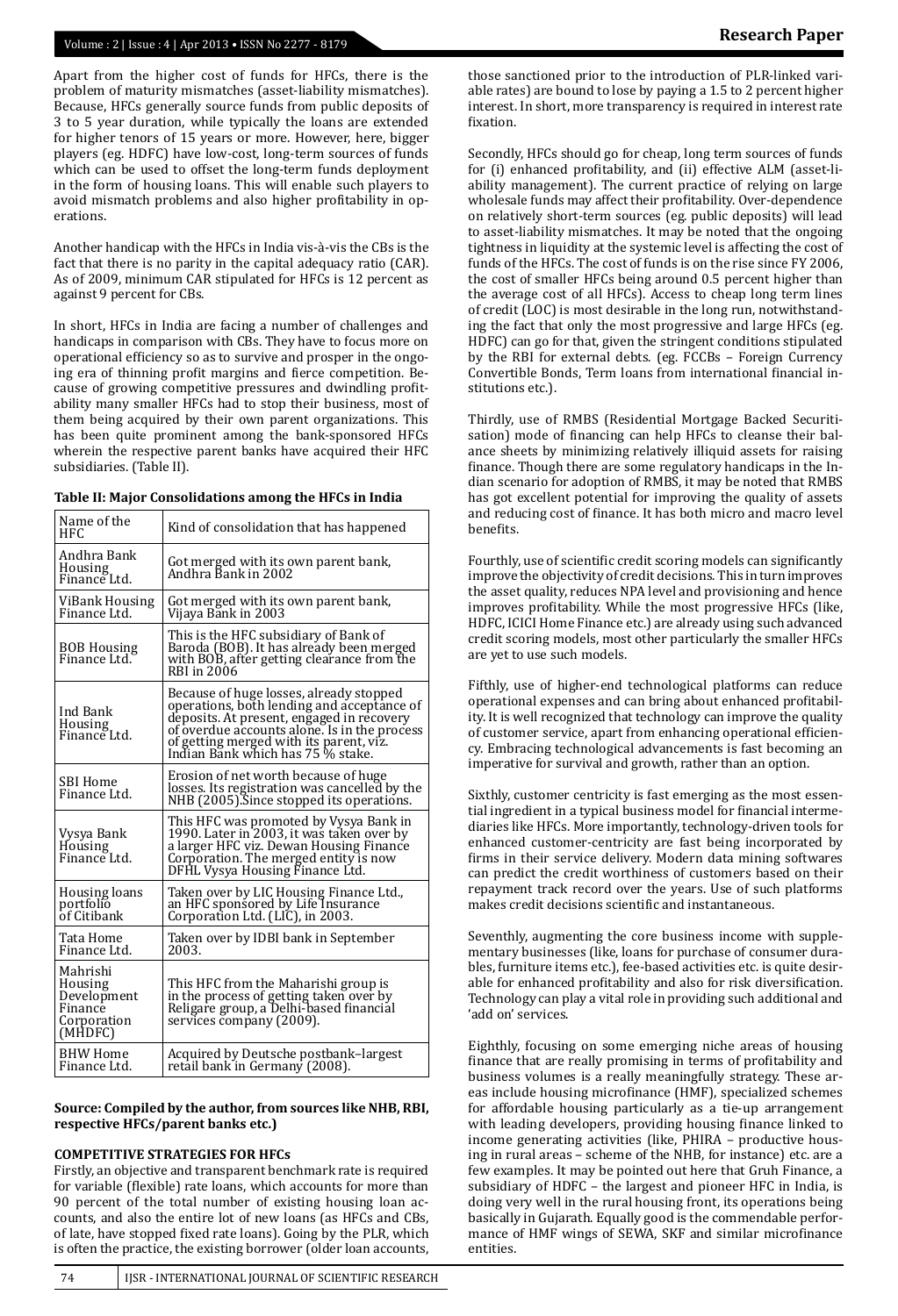Apart from the higher cost of funds for HFCs, there is the problem of maturity mismatches (asset-liability mismatches). Because, HFCs generally source funds from public deposits of 3 to 5 year duration, while typically the loans are extended for higher tenors of 15 years or more. However, here, bigger players (eg. HDFC) have low-cost, long-term sources of funds which can be used to offset the long-term funds deployment in the form of housing loans. This will enable such players to avoid mismatch problems and also higher profitability in operations.

Another handicap with the HFCs in India vis-à-vis the CBs is the fact that there is no parity in the capital adequacy ratio (CAR). As of 2009, minimum CAR stipulated for HFCs is 12 percent as against 9 percent for CBs.

In short, HFCs in India are facing a number of challenges and handicaps in comparison with CBs. They have to focus more on operational efficiency so as to survive and prosper in the ongoing era of thinning profit margins and fierce competition. Because of growing competitive pressures and dwindling profitability many smaller HFCs had to stop their business, most of them being acquired by their own parent organizations. This has been quite prominent among the bank-sponsored HFCs wherein the respective parent banks have acquired their HFC subsidiaries. (Table II).

**Table II: Major Consolidations among the HFCs in India**

| Name of the HFC | Kind of consolidation that has happened |
|---|---|
| Andhra Bank Housing Finance Ltd. | Got merged with its own parent bank, Andhra Bank in 2002 |
| ViBank Housing Finance Ltd. | Got merged with its own parent bank, Vijaya Bank in 2003 |
| BOB Housing Finance Ltd. | This is the HFC subsidiary of Bank of Baroda (BOB). It has already been merged with BOB, after getting clearance from the RBI in 2006 |
| Ind Bank Housing Finance Ltd. | Because of huge losses, already stopped operations, both lending and acceptance of deposits. At present, engaged in recovery of overdue accounts alone. Is in the process of getting merged with its parent, viz. Indian Bank which has 75 % stake. |
| SBI Home Finance Ltd. | Erosion of net worth because of huge losses. Its registration was cancelled by the NHB (2005).Since stopped its operations. |
| Vysya Bank Housing Finance Ltd. | This HFC was promoted by Vysya Bank in 1990. Later in 2003, it was taken over by a larger HFC viz. Dewan Housing Finance Corporation. The merged entity is now DFHL Vysya Housing Finance Ltd. |
| Housing loans portfolio of Citibank | Taken over by LIC Housing Finance Ltd., an HFC sponsored by Life Insurance Corporation Ltd. (LIC), in 2003. |
| Tata Home Finance Ltd. | Taken over by IDBI bank in September 2003. |
| Mahrishi Housing Development Finance Corporation (MHDFC) | This HFC from the Maharishi group is in the process of getting taken over by Religare group, a Delhi-based financial services company (2009). |
| BHW Home Finance Ltd. | Acquired by Deutsche postbank–largest retail bank in Germany (2008). |

**Source: Compiled by the author, from sources like NHB, RBI, respective HFCs/parent banks etc.)**

**COMPETITIVE STRATEGIES FOR HFCs**

Firstly, an objective and transparent benchmark rate is required for variable (flexible) rate loans, which accounts for more than 90 percent of the total number of existing housing loan accounts, and also the entire lot of new loans (as HFCs and CBs, of late, have stopped fixed rate loans). Going by the PLR, which is often the practice, the existing borrower (older loan accounts, those sanctioned prior to the introduction of PLR-linked variable rates) are bound to lose by paying a 1.5 to 2 percent higher interest. In short, more transparency is required in interest rate fixation.

Secondly, HFCs should go for cheap, long term sources of funds for (i) enhanced profitability, and (ii) effective ALM (asset-liability management). The current practice of relying on large wholesale funds may affect their profitability. Over-dependence on relatively short-term sources (eg. public deposits) will lead to asset-liability mismatches. It may be noted that the ongoing tightness in liquidity at the systemic level is affecting the cost of funds of the HFCs. The cost of funds is on the rise since FY 2006, the cost of smaller HFCs being around 0.5 percent higher than the average cost of all HFCs). Access to cheap long term lines of credit (LOC) is most desirable in the long run, notwithstanding the fact that only the most progressive and large HFCs (eg. HDFC) can go for that, given the stringent conditions stipulated by the RBI for external debts. (eg. FCCBs – Foreign Currency Convertible Bonds, Term loans from international financial institutions etc.).

Thirdly, use of RMBS (Residential Mortgage Backed Securitisation) mode of financing can help HFCs to cleanse their balance sheets by minimizing relatively illiquid assets for raising finance. Though there are some regulatory handicaps in the Indian scenario for adoption of RMBS, it may be noted that RMBS has got excellent potential for improving the quality of assets and reducing cost of finance. It has both micro and macro level benefits.

Fourthly, use of scientific credit scoring models can significantly improve the objectivity of credit decisions. This in turn improves the asset quality, reduces NPA level and provisioning and hence improves profitability. While the most progressive HFCs (like, HDFC, ICICI Home Finance etc.) are already using such advanced credit scoring models, most other particularly the smaller HFCs are yet to use such models.

Fifthly, use of higher-end technological platforms can reduce operational expenses and can bring about enhanced profitability. It is well recognized that technology can improve the quality of customer service, apart from enhancing operational efficiency. Embracing technological advancements is fast becoming an imperative for survival and growth, rather than an option.

Sixthly, customer centricity is fast emerging as the most essential ingredient in a typical business model for financial intermediaries like HFCs. More importantly, technology-driven tools for enhanced customer-centricity are fast being incorporated by firms in their service delivery. Modern data mining softwares can predict the credit worthiness of customers based on their repayment track record over the years. Use of such platforms makes credit decisions scientific and instantaneous.

Seventhly, augmenting the core business income with supplementary businesses (like, loans for purchase of consumer durables, furniture items etc.), fee-based activities etc. is quite desirable for enhanced profitability and also for risk diversification. Technology can play a vital role in providing such additional and 'add on' services.

Eighthly, focusing on some emerging niche areas of housing finance that are really promising in terms of profitability and business volumes is a really meaningfully strategy. These areas include housing microfinance (HMF), specialized schemes for affordable housing particularly as a tie-up arrangement with leading developers, providing housing finance linked to income generating activities (like, PHIRA – productive housing in rural areas – scheme of the NHB, for instance) etc. are a few examples. It may be pointed out here that Gruh Finance, a subsidiary of HDFC – the largest and pioneer HFC in India, is doing very well in the rural housing front, its operations being basically in Gujarath. Equally good is the commendable performance of HMF wings of SEWA, SKF and similar microfinance entities.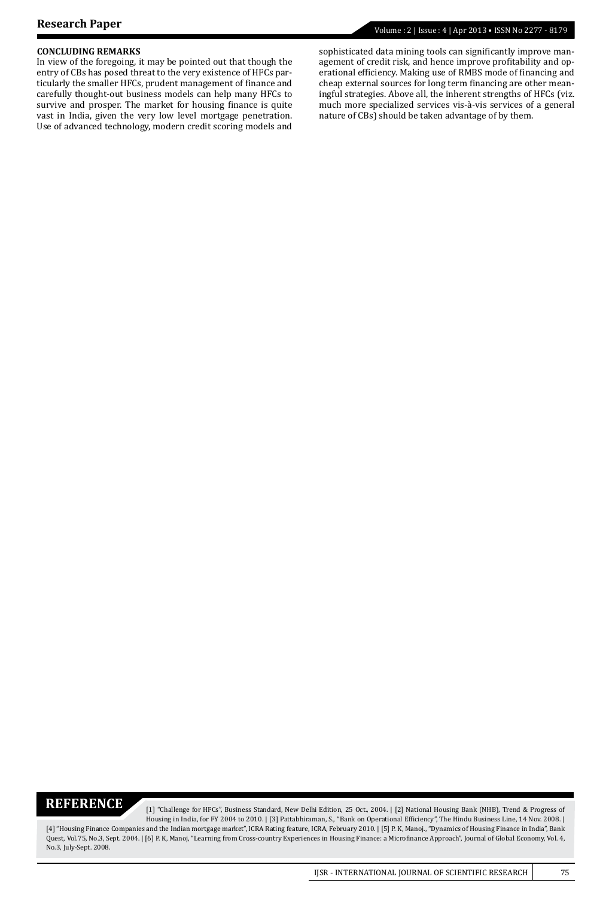## CONCLUDING REMARKS

In view of the foregoing, it may be pointed out that though the entry of CBs has posed threat to the very existence of HFCs particularly the smaller HFCs, prudent management of finance and carefully thought-out business models can help many HFCs to survive and prosper. The market for housing finance is quite vast in India, given the very low level mortgage penetration. Use of advanced technology, modern credit scoring models and sophisticated data mining tools can significantly improve management of credit risk, and hence improve profitability and operational efficiency. Making use of RMBS mode of financing and cheap external sources for long term financing are other meaningful strategies. Above all, the inherent strengths of HFCs (viz. much more specialized services vis-à-vis services of a general nature of CBs) should be taken advantage of by them.

## REFERENCE

[1] "Challenge for HFCs", Business Standard, New Delhi Edition, 25 Oct., 2004. | [2] National Housing Bank (NHB), Trend & Progress of Housing in India, for FY 2004 to 2010. | [3] Pattabhiraman, S., "Bank on Operational Efficiency", The Hindu Business Line, 14 Nov. 2008. | [4] "Housing Finance Companies and the Indian mortgage market", ICRA Rating feature, ICRA, February 2010. | [5] P. K, Manoj., "Dynamics of Housing Finance in India", Bank Quest, Vol.75, No.3, Sept. 2004. | [6] P. K, Manoj, "Learning from Cross-country Experiences in Housing Finance: a Microfinance Approach", Journal of Global Economy, Vol. 4, No.3, July-Sept. 2008.